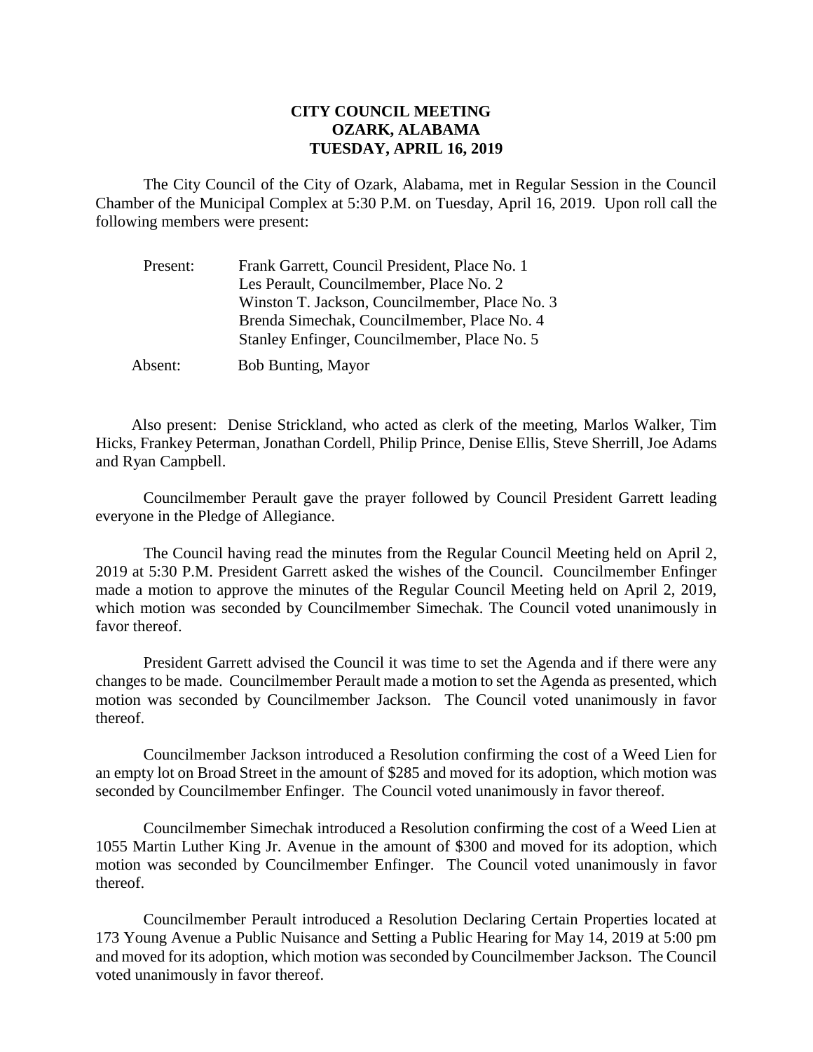**CITY COUNCIL MEETING**
**OZARK, ALABAMA**
**TUESDAY, APRIL 16, 2019**

The City Council of the City of Ozark, Alabama, met in Regular Session in the Council Chamber of the Municipal Complex at 5:30 P.M. on Tuesday, April 16, 2019. Upon roll call the following members were present:

| | |
|---|---|
| Present: | Frank Garrett, Council President, Place No. 1 |
| | Les Perault, Councilmember, Place No. 2 |
| | Winston T. Jackson, Councilmember, Place No. 3 |
| | Brenda Simechak, Councilmember, Place No. 4 |
| | Stanley Enfinger, Councilmember, Place No. 5 |
| Absent: | Bob Bunting, Mayor |

Also present: Denise Strickland, who acted as clerk of the meeting, Marlos Walker, Tim Hicks, Frankey Peterman, Jonathan Cordell, Philip Prince, Denise Ellis, Steve Sherrill, Joe Adams and Ryan Campbell.

Councilmember Perault gave the prayer followed by Council President Garrett leading everyone in the Pledge of Allegiance.

The Council having read the minutes from the Regular Council Meeting held on April 2, 2019 at 5:30 P.M. President Garrett asked the wishes of the Council. Councilmember Enfinger made a motion to approve the minutes of the Regular Council Meeting held on April 2, 2019, which motion was seconded by Councilmember Simechak. The Council voted unanimously in favor thereof.

President Garrett advised the Council it was time to set the Agenda and if there were any changes to be made. Councilmember Perault made a motion to set the Agenda as presented, which motion was seconded by Councilmember Jackson. The Council voted unanimously in favor thereof.

Councilmember Jackson introduced a Resolution confirming the cost of a Weed Lien for an empty lot on Broad Street in the amount of $285 and moved for its adoption, which motion was seconded by Councilmember Enfinger. The Council voted unanimously in favor thereof.

Councilmember Simechak introduced a Resolution confirming the cost of a Weed Lien at 1055 Martin Luther King Jr. Avenue in the amount of $300 and moved for its adoption, which motion was seconded by Councilmember Enfinger. The Council voted unanimously in favor thereof.

Councilmember Perault introduced a Resolution Declaring Certain Properties located at 173 Young Avenue a Public Nuisance and Setting a Public Hearing for May 14, 2019 at 5:00 pm and moved for its adoption, which motion was seconded by Councilmember Jackson. The Council voted unanimously in favor thereof.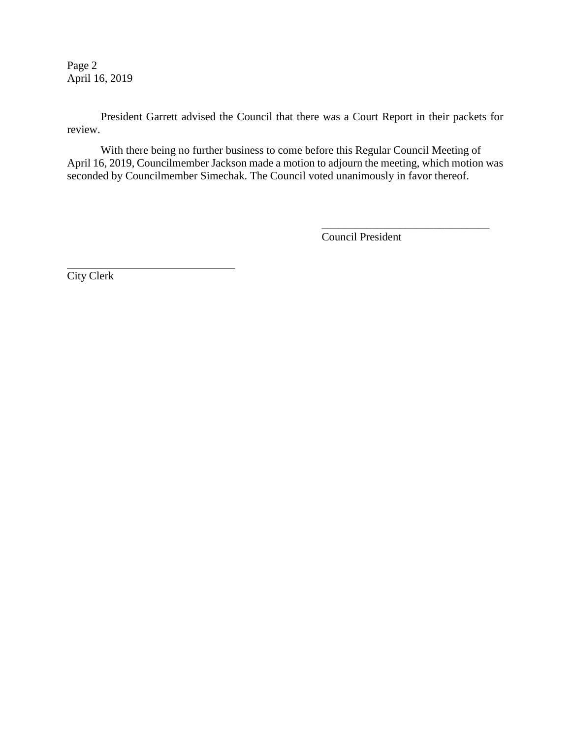President Garrett advised the Council that there was a Court Report in their packets for review.

With there being no further business to come before this Regular Council Meeting of April 16, 2019, Councilmember Jackson made a motion to adjourn the meeting, which motion was seconded by Councilmember Simechak. The Council voted unanimously in favor thereof.

\_\_\_\_\_\_\_\_\_\_\_\_\_\_\_\_\_\_\_\_\_\_\_\_\_\_\_\_\_\_\_
Council President

\_\_\_\_\_\_\_\_\_\_\_\_\_\_\_\_\_\_\_\_\_\_\_\_\_\_\_\_\_\_\_
City Clerk